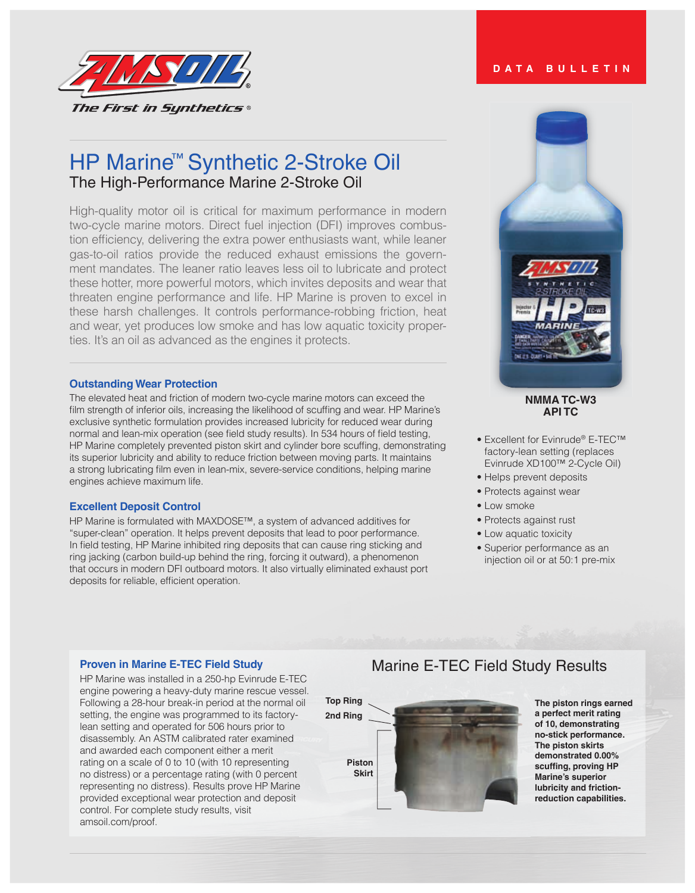AMSOIL

*The First in Synthetics®*

DATA BULLETIN

# HP Marine™ Synthetic 2-Stroke Oil

## The High-Performance Marine 2-Stroke Oil

High-quality motor oil is critical for maximum performance in modern two-cycle marine motors. Direct fuel injection (DFI) improves combustion efficiency, delivering the extra power enthusiasts want, while leaner gas-to-oil ratios provide the reduced exhaust emissions the government mandates. The leaner ratio leaves less oil to lubricate and protect these hotter, more powerful motors, which invites deposits and wear that threaten engine performance and life. HP Marine is proven to excel in these harsh challenges. It controls performance-robbing friction, heat and wear, yet produces low smoke and has low aquatic toxicity properties. It's an oil as advanced as the engines it protects.

**NMMA TC-W3**
**API TC**

- Excellent for Evinrude® E-TEC™ factory-lean setting (replaces Evinrude XD100™ 2-Cycle Oil)
- Helps prevent deposits
- Protects against wear
- Low smoke
- Protects against rust
- Low aquatic toxicity
- Superior performance as an injection oil or at 50:1 pre-mix

### Outstanding Wear Protection

The elevated heat and friction of modern two-cycle marine motors can exceed the film strength of inferior oils, increasing the likelihood of scuffing and wear. HP Marine's exclusive synthetic formulation provides increased lubricity for reduced wear during normal and lean-mix operation (see field study results). In 534 hours of field testing, HP Marine completely prevented piston skirt and cylinder bore scuffing, demonstrating its superior lubricity and ability to reduce friction between moving parts. It maintains a strong lubricating film even in lean-mix, severe-service conditions, helping marine engines achieve maximum life.

### Excellent Deposit Control

HP Marine is formulated with MAXDOSE™, a system of advanced additives for "super-clean" operation. It helps prevent deposits that lead to poor performance. In field testing, HP Marine inhibited ring deposits that can cause ring sticking and ring jacking (carbon build-up behind the ring, forcing it outward), a phenomenon that occurs in modern DFI outboard motors. It also virtually eliminated exhaust port deposits for reliable, efficient operation.

### Proven in Marine E-TEC Field Study

HP Marine was installed in a 250-hp Evinrude E-TEC engine powering a heavy-duty marine rescue vessel. Following a 28-hour break-in period at the normal oil setting, the engine was programmed to its factory-lean setting and operated for 506 hours prior to disassembly. An ASTM calibrated rater examined and awarded each component either a merit rating on a scale of 0 to 10 (with 10 representing no distress) or a percentage rating (with 0 percent representing no distress). Results prove HP Marine provided exceptional wear protection and deposit control. For complete study results, visit amsoil.com/proof.

## Marine E-TEC Field Study Results

Top Ring
2nd Ring
Piston Skirt

**The piston rings earned a perfect merit rating of 10, demonstrating no-stick performance. The piston skirts demonstrated 0.00% scuffing, proving HP Marine's superior lubricity and friction-reduction capabilities.**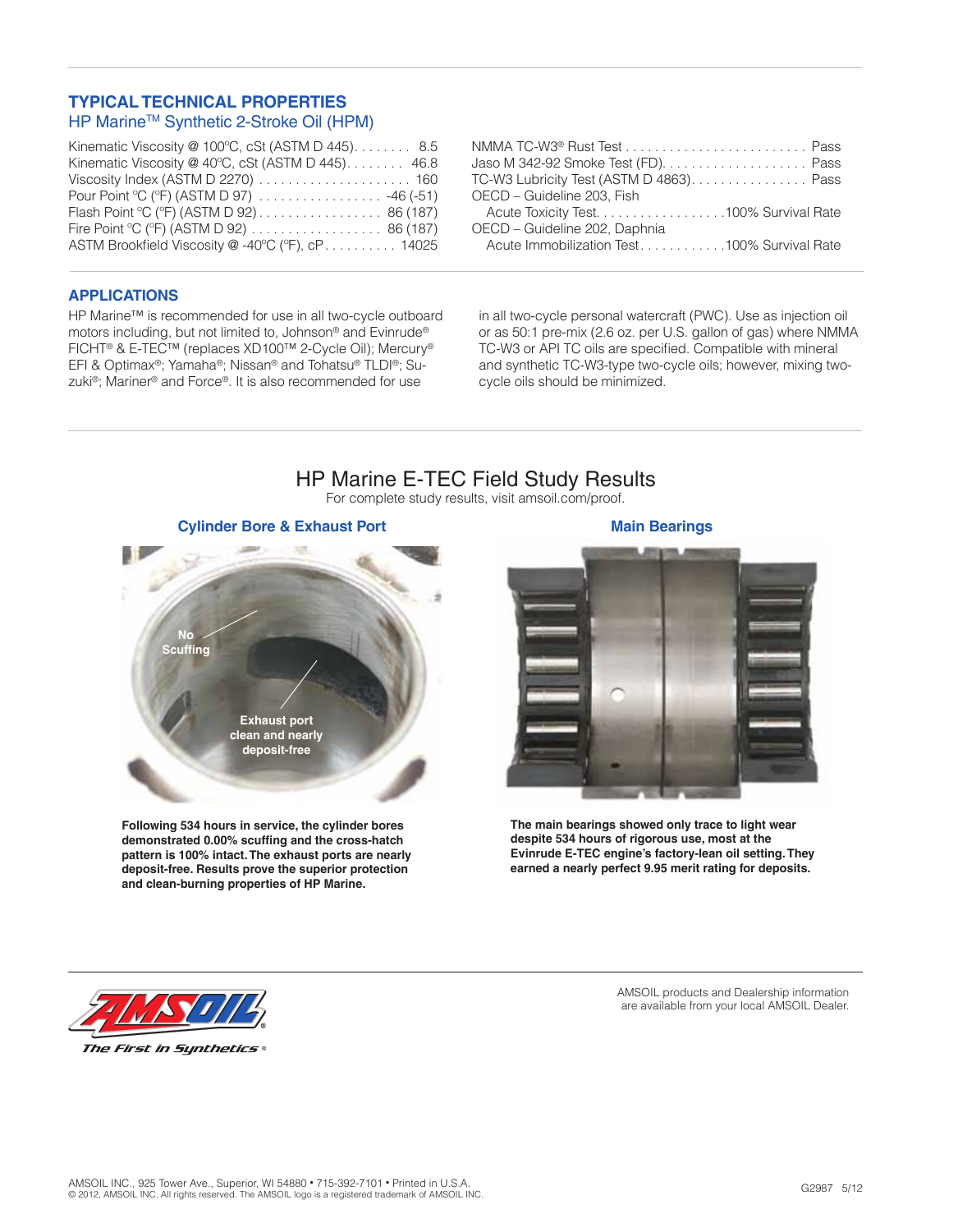## TYPICAL TECHNICAL PROPERTIES

### HP Marine™ Synthetic 2-Stroke Oil (HPM)

| | |
|---|---|
| Kinematic Viscosity @ 100°C, cSt (ASTM D 445) | 8.5 |
| Kinematic Viscosity @ 40°C, cSt (ASTM D 445) | 46.8 |
| Viscosity Index (ASTM D 2270) | 160 |
| Pour Point °C (°F) (ASTM D 97) | -46 (-51) |
| Flash Point °C (°F) (ASTM D 92) | 86 (187) |
| Fire Point °C (°F) (ASTM D 92) | 86 (187) |
| ASTM Brookfield Viscosity @ -40°C (°F), cP | 14025 |
| NMMA TC-W3® Rust Test | Pass |
| Jaso M 342-92 Smoke Test (FD) | Pass |
| TC-W3 Lubricity Test (ASTM D 4863) | Pass |
| OECD – Guideline 203, Fish Acute Toxicity Test | 100% Survival Rate |
| OECD – Guideline 202, Daphnia Acute Immobilization Test | 100% Survival Rate |

## APPLICATIONS

HP Marine™ is recommended for use in all two-cycle outboard motors including, but not limited to, Johnson® and Evinrude® FICHT® & E-TEC™ (replaces XD100™ 2-Cycle Oil); Mercury® EFI & Optimax®; Yamaha®; Nissan® and Tohatsu® TLDI®; Suzuki®; Mariner® and Force®. It is also recommended for use in all two-cycle personal watercraft (PWC). Use as injection oil or as 50:1 pre-mix (2.6 oz. per U.S. gallon of gas) where NMMA TC-W3 or API TC oils are specified. Compatible with mineral and synthetic TC-W3-type two-cycle oils; however, mixing two-cycle oils should be minimized.

## HP Marine E-TEC Field Study Results

For complete study results, visit amsoil.com/proof.

### Cylinder Bore & Exhaust Port

No Scuffing

Exhaust port clean and nearly deposit-free

**Following 534 hours in service, the cylinder bores demonstrated 0.00% scuffing and the cross-hatch pattern is 100% intact. The exhaust ports are nearly deposit-free. Results prove the superior protection and clean-burning properties of HP Marine.**

### Main Bearings

**The main bearings showed only trace to light wear despite 534 hours of rigorous use, most at the Evinrude E-TEC engine's factory-lean oil setting. They earned a nearly perfect 9.95 merit rating for deposits.**

AMSOIL — The First in Synthetics®

AMSOIL products and Dealership information are available from your local AMSOIL Dealer.

AMSOIL INC., 925 Tower Ave., Superior, WI 54880 • 715-392-7101 • Printed in U.S.A.
© 2012, AMSOIL INC. All rights reserved. The AMSOIL logo is a registered trademark of AMSOIL INC.

G2987 5/12